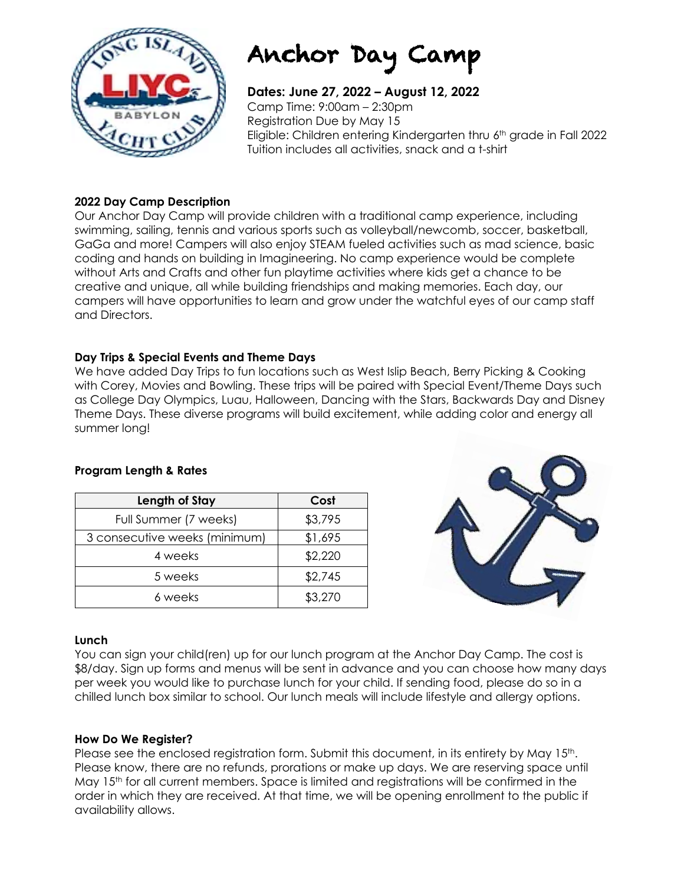# Anchor Day Camp

**Dates: June 27, 2022 – August 12, 2022**
Camp Time: 9:00am – 2:30pm
Registration Due by May 15
Eligible: Children entering Kindergarten thru 6th grade in Fall 2022
Tuition includes all activities, snack and a t-shirt

### 2022 Day Camp Description

Our Anchor Day Camp will provide children with a traditional camp experience, including swimming, sailing, tennis and various sports such as volleyball/newcomb, soccer, basketball, GaGa and more! Campers will also enjoy STEAM fueled activities such as mad science, basic coding and hands on building in Imagineering. No camp experience would be complete without Arts and Crafts and other fun playtime activities where kids get a chance to be creative and unique, all while building friendships and making memories. Each day, our campers will have opportunities to learn and grow under the watchful eyes of our camp staff and Directors.

### Day Trips & Special Events and Theme Days

We have added Day Trips to fun locations such as West Islip Beach, Berry Picking & Cooking with Corey, Movies and Bowling. These trips will be paired with Special Event/Theme Days such as College Day Olympics, Luau, Halloween, Dancing with the Stars, Backwards Day and Disney Theme Days. These diverse programs will build excitement, while adding color and energy all summer long!

### Program Length & Rates

| Length of Stay | Cost |
|---|---|
| Full Summer (7 weeks) | $3,795 |
| 3 consecutive weeks (minimum) | $1,695 |
| 4 weeks | $2,220 |
| 5 weeks | $2,745 |
| 6 weeks | $3,270 |

### Lunch

You can sign your child(ren) up for our lunch program at the Anchor Day Camp. The cost is $8/day. Sign up forms and menus will be sent in advance and you can choose how many days per week you would like to purchase lunch for your child. If sending food, please do so in a chilled lunch box similar to school. Our lunch meals will include lifestyle and allergy options.

### How Do We Register?

Please see the enclosed registration form. Submit this document, in its entirety by May 15th. Please know, there are no refunds, prorations or make up days. We are reserving space until May 15th for all current members. Space is limited and registrations will be confirmed in the order in which they are received. At that time, we will be opening enrollment to the public if availability allows.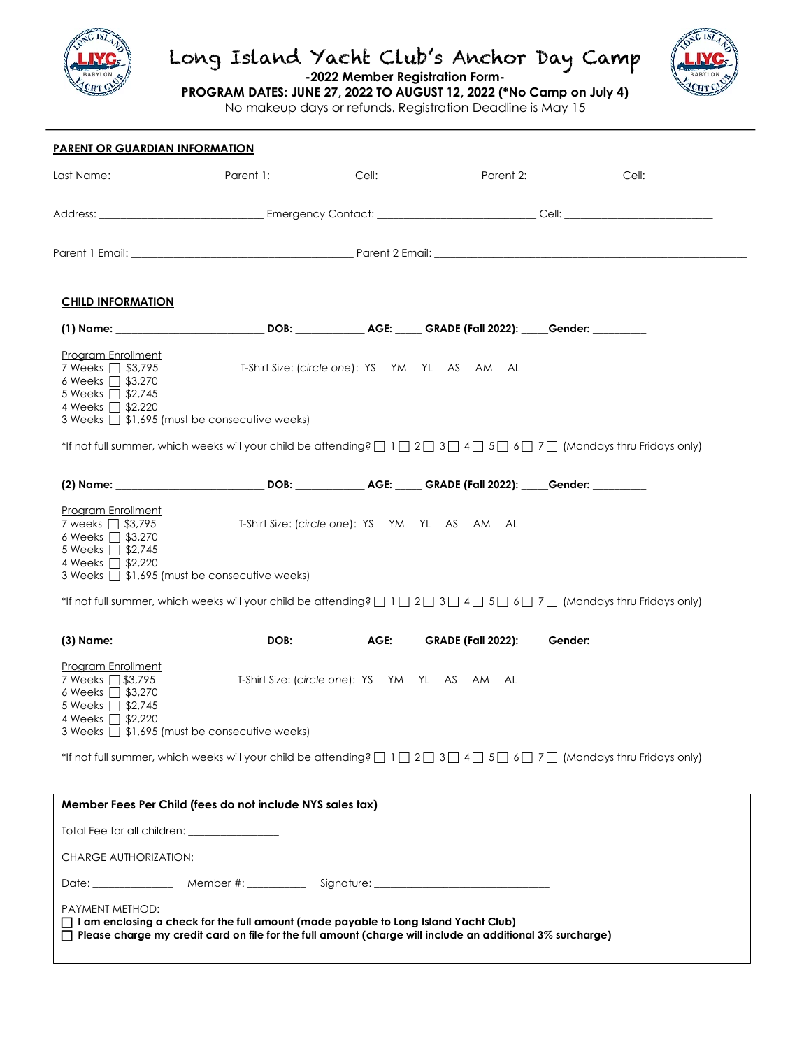# Long Island Yacht Club's Anchor Day Camp

**-2022 Member Registration Form-**

**PROGRAM DATES: JUNE 27, 2022 TO AUGUST 12, 2022 (*No Camp on July 4)**

No makeup days or refunds. Registration Deadline is May 15

---

**PARENT OR GUARDIAN INFORMATION**

Last Name: ____________________ Parent 1: ______________ Cell: __________________ Parent 2: ________________ Cell: __________________

Address: ______________________________ Emergency Contact: ____________________________ Cell: ___________________________

Parent 1 Email: ________________________________________ Parent 2 Email: ________________________________________________________

**CHILD INFORMATION**

**(1) Name: ___________________________ DOB: ____________ AGE: _____ GRADE (Fall 2022): _____Gender: __________**

Program Enrollment
7 Weeks ☐ $3,795
6 Weeks ☐ $3,270
5 Weeks ☐ $2,745
4 Weeks ☐ $2,220
3 Weeks ☐ $1,695 (must be consecutive weeks)

T-Shirt Size: (*circle one*): YS YM YL AS AM AL

*If not full summer, which weeks will your child be attending? ☐ 1 ☐ 2 ☐ 3 ☐ 4 ☐ 5 ☐ 6 ☐ 7 ☐ (Mondays thru Fridays only)

**(2) Name: ___________________________ DOB: ____________ AGE: _____ GRADE (Fall 2022): _____Gender: __________**

Program Enrollment
7 weeks ☐ $3,795
6 Weeks ☐ $3,270
5 Weeks ☐ $2,745
4 Weeks ☐ $2,220
3 Weeks ☐ $1,695 (must be consecutive weeks)

T-Shirt Size: (*circle one*): YS YM YL AS AM AL

*If not full summer, which weeks will your child be attending? ☐ 1 ☐ 2 ☐ 3 ☐ 4 ☐ 5 ☐ 6 ☐ 7 ☐ (Mondays thru Fridays only)

**(3) Name: ___________________________ DOB: ____________ AGE: _____ GRADE (Fall 2022): _____Gender: __________**

Program Enrollment
7 Weeks ☐ $3,795
6 Weeks ☐ $3,270
5 Weeks ☐ $2,745
4 Weeks ☐ $2,220
3 Weeks ☐ $1,695 (must be consecutive weeks)

T-Shirt Size: (*circle one*): YS YM YL AS AM AL

*If not full summer, which weeks will your child be attending? ☐ 1 ☐ 2 ☐ 3 ☐ 4 ☐ 5 ☐ 6 ☐ 7 ☐ (Mondays thru Fridays only)

---

**Member Fees Per Child (fees do not include NYS sales tax)**

Total Fee for all children: ________________

CHARGE AUTHORIZATION:

Date: _______________ Member #: __________ Signature: _______________________________

PAYMENT METHOD:
☐ **I am enclosing a check for the full amount (made payable to Long Island Yacht Club)**
☐ **Please charge my credit card on file for the full amount (charge will include an additional 3% surcharge)**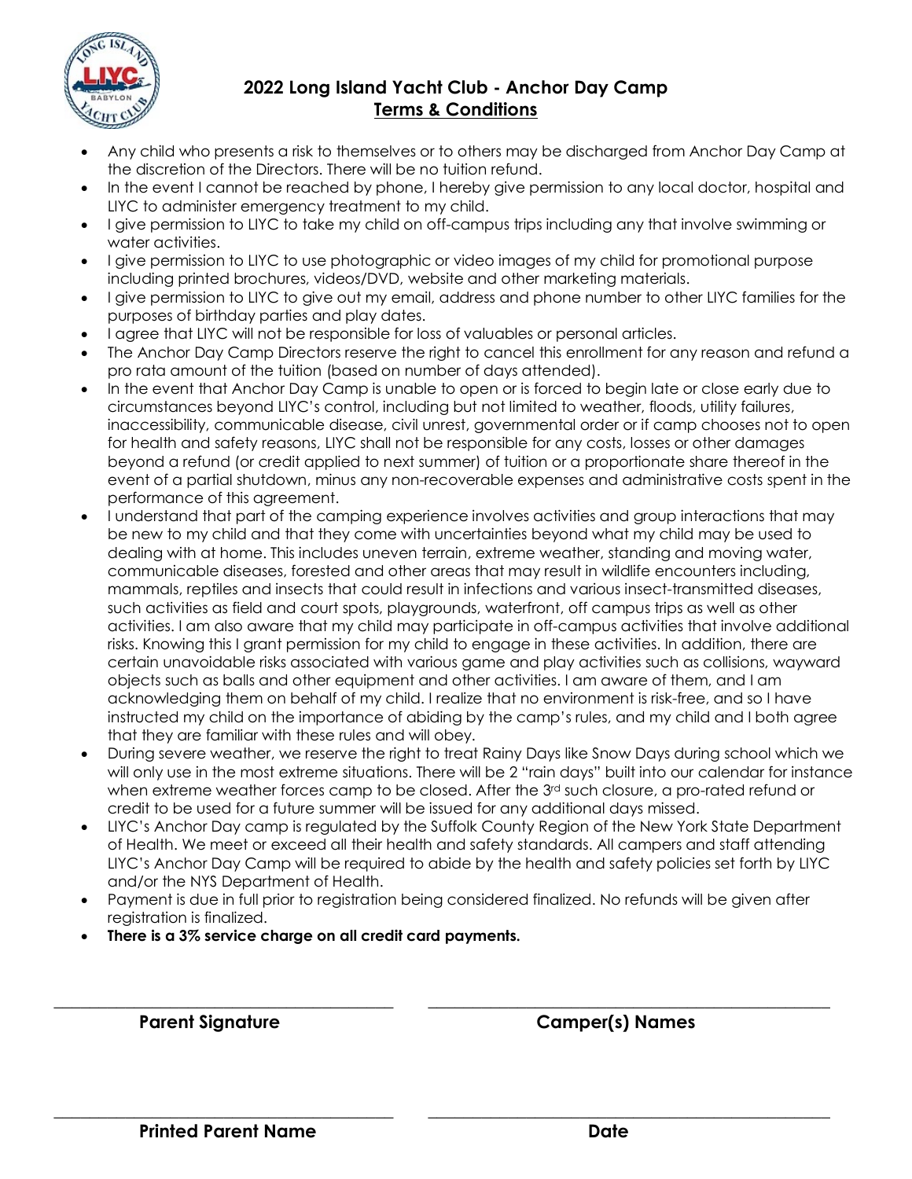## 2022 Long Island Yacht Club - Anchor Day Camp

## Terms & Conditions

- Any child who presents a risk to themselves or to others may be discharged from Anchor Day Camp at the discretion of the Directors. There will be no tuition refund.
- In the event I cannot be reached by phone, I hereby give permission to any local doctor, hospital and LIYC to administer emergency treatment to my child.
- I give permission to LIYC to take my child on off-campus trips including any that involve swimming or water activities.
- I give permission to LIYC to use photographic or video images of my child for promotional purpose including printed brochures, videos/DVD, website and other marketing materials.
- I give permission to LIYC to give out my email, address and phone number to other LIYC families for the purposes of birthday parties and play dates.
- I agree that LIYC will not be responsible for loss of valuables or personal articles.
- The Anchor Day Camp Directors reserve the right to cancel this enrollment for any reason and refund a pro rata amount of the tuition (based on number of days attended).
- In the event that Anchor Day Camp is unable to open or is forced to begin late or close early due to circumstances beyond LIYC's control, including but not limited to weather, floods, utility failures, inaccessibility, communicable disease, civil unrest, governmental order or if camp chooses not to open for health and safety reasons, LIYC shall not be responsible for any costs, losses or other damages beyond a refund (or credit applied to next summer) of tuition or a proportionate share thereof in the event of a partial shutdown, minus any non-recoverable expenses and administrative costs spent in the performance of this agreement.
- I understand that part of the camping experience involves activities and group interactions that may be new to my child and that they come with uncertainties beyond what my child may be used to dealing with at home. This includes uneven terrain, extreme weather, standing and moving water, communicable diseases, forested and other areas that may result in wildlife encounters including, mammals, reptiles and insects that could result in infections and various insect-transmitted diseases, such activities as field and court spots, playgrounds, waterfront, off campus trips as well as other activities. I am also aware that my child may participate in off-campus activities that involve additional risks. Knowing this I grant permission for my child to engage in these activities. In addition, there are certain unavoidable risks associated with various game and play activities such as collisions, wayward objects such as balls and other equipment and other activities. I am aware of them, and I am acknowledging them on behalf of my child. I realize that no environment is risk-free, and so I have instructed my child on the importance of abiding by the camp's rules, and my child and I both agree that they are familiar with these rules and will obey.
- During severe weather, we reserve the right to treat Rainy Days like Snow Days during school which we will only use in the most extreme situations. There will be 2 "rain days" built into our calendar for instance when extreme weather forces camp to be closed. After the 3rd such closure, a pro-rated refund or credit to be used for a future summer will be issued for any additional days missed.
- LIYC's Anchor Day camp is regulated by the Suffolk County Region of the New York State Department of Health. We meet or exceed all their health and safety standards. All campers and staff attending LIYC's Anchor Day Camp will be required to abide by the health and safety policies set forth by LIYC and/or the NYS Department of Health.
- Payment is due in full prior to registration being considered finalized. No refunds will be given after registration is finalized.
- **There is a 3% service charge on all credit card payments.**

\_\_\_\_\_\_\_\_\_\_\_\_\_\_\_\_\_\_\_\_\_\_\_\_\_\_\_\_\_\_\_\_\_\_\_\_
**Parent Signature**

\_\_\_\_\_\_\_\_\_\_\_\_\_\_\_\_\_\_\_\_\_\_\_\_\_\_\_\_\_\_\_\_\_\_\_\_
**Camper(s) Names**

\_\_\_\_\_\_\_\_\_\_\_\_\_\_\_\_\_\_\_\_\_\_\_\_\_\_\_\_\_\_\_\_\_\_\_\_
**Printed Parent Name**

\_\_\_\_\_\_\_\_\_\_\_\_\_\_\_\_\_\_\_\_\_\_\_\_\_\_\_\_\_\_\_\_\_\_\_\_
**Date**